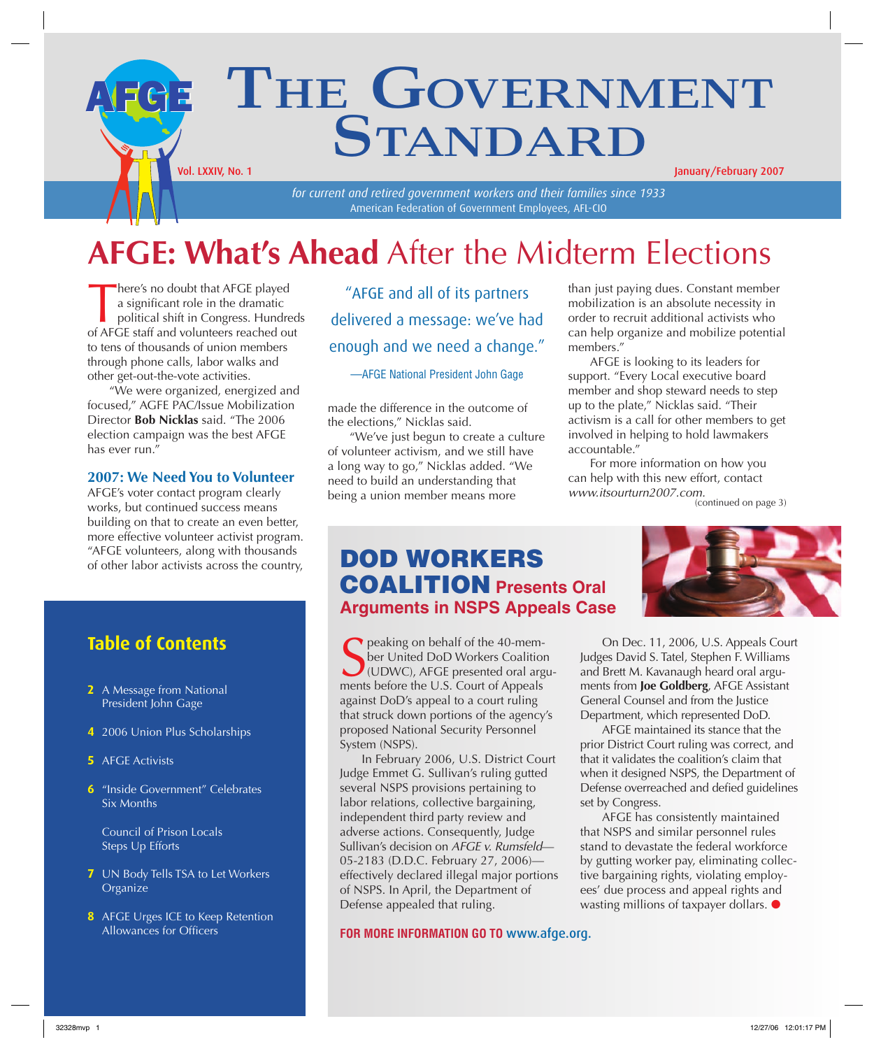# THE GOVERNMENT STANDARD

Vol. LXXIV, No. 1 — January/February 2007

*for current and retired government workers and their families since 1933*
American Federation of Government Employees, AFL-CIO

# AFGE: What's Ahead After the Midterm Elections

There's no doubt that AFGE played a significant role in the dramatic political shift in Congress. Hundreds of AFGE staff and volunteers reached out to tens of thousands of union members through phone calls, labor walks and other get-out-the-vote activities.

"We were organized, energized and focused," AGFE PAC/Issue Mobilization Director **Bob Nicklas** said. "The 2006 election campaign was the best AFGE has ever run."

## 2007: We Need You to Volunteer

AFGE's voter contact program clearly works, but continued success means building on that to create an even better, more effective volunteer activist program. "AFGE volunteers, along with thousands of other labor activists across the country, made the difference in the outcome of the elections," Nicklas said.

> "AFGE and all of its partners delivered a message: we've had enough and we need a change."
>
> —AFGE National President John Gage

"We've just begun to create a culture of volunteer activism, and we still have a long way to go," Nicklas added. "We need to build an understanding that being a union member means more than just paying dues. Constant member mobilization is an absolute necessity in order to recruit additional activists who can help organize and mobilize potential members."

AFGE is looking to its leaders for support. "Every Local executive board member and shop steward needs to step up to the plate," Nicklas said. "Their activism is a call for other members to get involved in helping to hold lawmakers accountable."

For more information on how you can help with this new effort, contact *www.itsourturn2007.com.*

(continued on page 3)

## Table of Contents

- **2** A Message from National President John Gage
- **4** 2006 Union Plus Scholarships
- **5** AFGE Activists
- **6** "Inside Government" Celebrates Six Months
- Council of Prison Locals Steps Up Efforts
- **7** UN Body Tells TSA to Let Workers Organize
- **8** AFGE Urges ICE to Keep Retention Allowances for Officers

## DOD WORKERS COALITION Presents Oral Arguments in NSPS Appeals Case

Speaking on behalf of the 40-member United DoD Workers Coalition (UDWC), AFGE presented oral arguments before the U.S. Court of Appeals against DoD's appeal to a court ruling that struck down portions of the agency's proposed National Security Personnel System (NSPS).

In February 2006, U.S. District Court Judge Emmet G. Sullivan's ruling gutted several NSPS provisions pertaining to labor relations, collective bargaining, independent third party review and adverse actions. Consequently, Judge Sullivan's decision on *AFGE v. Rumsfeld*—05-2183 (D.D.C. February 27, 2006)—effectively declared illegal major portions of NSPS. In April, the Department of Defense appealed that ruling.

On Dec. 11, 2006, U.S. Appeals Court Judges David S. Tatel, Stephen F. Williams and Brett M. Kavanaugh heard oral arguments from **Joe Goldberg**, AFGE Assistant General Counsel and from the Justice Department, which represented DoD.

AFGE maintained its stance that the prior District Court ruling was correct, and that it validates the coalition's claim that when it designed NSPS, the Department of Defense overreached and defied guidelines set by Congress.

AFGE has consistently maintained that NSPS and similar personnel rules stand to devastate the federal workforce by gutting worker pay, eliminating collective bargaining rights, violating employees' due process and appeal rights and wasting millions of taxpayer dollars.

**FOR MORE INFORMATION GO TO www.afge.org.**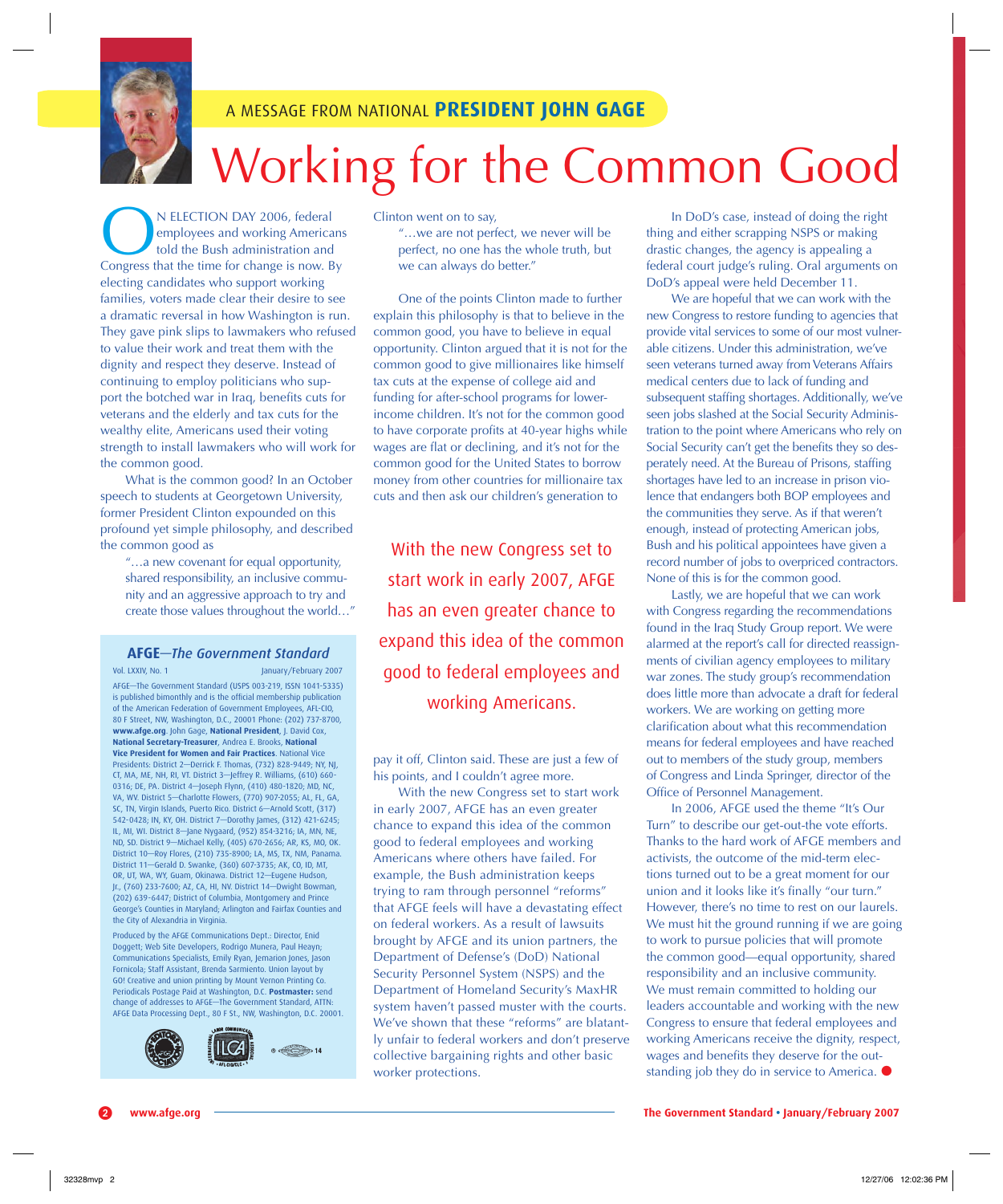A MESSAGE FROM NATIONAL **PRESIDENT JOHN GAGE**

# Working for the Common Good

ON ELECTION DAY 2006, federal employees and working Americans told the Bush administration and Congress that the time for change is now. By electing candidates who support working families, voters made clear their desire to see a dramatic reversal in how Washington is run. They gave pink slips to lawmakers who refused to value their work and treat them with the dignity and respect they deserve. Instead of continuing to employ politicians who support the botched war in Iraq, benefits cuts for veterans and the elderly and tax cuts for the wealthy elite, Americans used their voting strength to install lawmakers who will work for the common good.

What is the common good? In an October speech to students at Georgetown University, former President Clinton expounded on this profound yet simple philosophy, and described the common good as

> "…a new covenant for equal opportunity, shared responsibility, an inclusive community and an aggressive approach to try and create those values throughout the world…"

Clinton went on to say,

> "…we are not perfect, we never will be perfect, no one has the whole truth, but we can always do better."

One of the points Clinton made to further explain this philosophy is that to believe in the common good, you have to believe in equal opportunity. Clinton argued that it is not for the common good to give millionaires like himself tax cuts at the expense of college aid and funding for after-school programs for lower-income children. It's not for the common good to have corporate profits at 40-year highs while wages are flat or declining, and it's not for the common good for the United States to borrow money from other countries for millionaire tax cuts and then ask our children's generation to pay it off, Clinton said. These are just a few of his points, and I couldn't agree more.

> With the new Congress set to start work in early 2007, AFGE has an even greater chance to expand this idea of the common good to federal employees and working Americans.

With the new Congress set to start work in early 2007, AFGE has an even greater chance to expand this idea of the common good to federal employees and working Americans where others have failed. For example, the Bush administration keeps trying to ram through personnel "reforms" that AFGE feels will have a devastating effect on federal workers. As a result of lawsuits brought by AFGE and its union partners, the Department of Defense's (DoD) National Security Personnel System (NSPS) and the Department of Homeland Security's MaxHR system haven't passed muster with the courts. We've shown that these "reforms" are blatantly unfair to federal workers and don't preserve collective bargaining rights and other basic worker protections.

In DoD's case, instead of doing the right thing and either scrapping NSPS or making drastic changes, the agency is appealing a federal court judge's ruling. Oral arguments on DoD's appeal were held December 11.

We are hopeful that we can work with the new Congress to restore funding to agencies that provide vital services to some of our most vulnerable citizens. Under this administration, we've seen veterans turned away from Veterans Affairs medical centers due to lack of funding and subsequent staffing shortages. Additionally, we've seen jobs slashed at the Social Security Administration to the point where Americans who rely on Social Security can't get the benefits they so desperately need. At the Bureau of Prisons, staffing shortages have led to an increase in prison violence that endangers both BOP employees and the communities they serve. As if that weren't enough, instead of protecting American jobs, Bush and his political appointees have given a record number of jobs to overpriced contractors. None of this is for the common good.

Lastly, we are hopeful that we can work with Congress regarding the recommendations found in the Iraq Study Group report. We were alarmed at the report's call for directed reassignments of civilian agency employees to military war zones. The study group's recommendation does little more than advocate a draft for federal workers. We are working on getting more clarification about what this recommendation means for federal employees and have reached out to members of the study group, members of Congress and Linda Springer, director of the Office of Personnel Management.

In 2006, AFGE used the theme "It's Our Turn" to describe our get-out-the vote efforts. Thanks to the hard work of AFGE members and activists, the outcome of the mid-term elections turned out to be a great moment for our union and it looks like it's finally "our turn." However, there's no time to rest on our laurels. We must hit the ground running if we are going to work to pursue policies that will promote the common good—equal opportunity, shared responsibility and an inclusive community. We must remain committed to holding our leaders accountable and working with the new Congress to ensure that federal employees and working Americans receive the dignity, respect, wages and benefits they deserve for the outstanding job they do in service to America. ●

---

**AFGE**—*The Government Standard*

Vol. LXXIV, No. 1 January/February 2007

AFGE—The Government Standard (USPS 003-219, ISSN 1041-5335) is published bimonthly and is the official membership publication of the American Federation of Government Employees, AFL-CIO, 80 F Street, NW, Washington, D.C., 20001 Phone: (202) 737-8700, **www.afge.org**. John Gage, **National President**, J. David Cox, **National Secretary-Treasurer**, Andrea E. Brooks, **National Vice President for Women and Fair Practices**. National Vice Presidents: District 2—Derrick F. Thomas, (732) 828-9449; NY, NJ, CT, MA, ME, NH, RI, VT. District 3—Jeffrey R. Williams, (610) 660-0316; DE, PA. District 4—Joseph Flynn, (410) 480-1820; MD, NC, VA, WV. District 5—Charlotte Flowers, (770) 907-2055; AL, FL, GA, SC, TN, Virgin Islands, Puerto Rico. District 6—Arnold Scott, (317) 542-0428; IN, KY, OH. District 7—Dorothy James, (312) 421-6245; IL, MI, WI. District 8—Jane Nygaard, (952) 854-3216; IA, MN, NE, ND, SD. District 9—Michael Kelly, (405) 670-2656; AR, KS, MO, OK. District 10—Roy Flores, (210) 735-8900; LA, MS, TX, NM, Panama. District 11—Gerald D. Swanke, (360) 607-3735; AK, CO, ID, MT, OR, UT, WA, WY, Guam, Okinawa. District 12—Eugene Hudson, Jr., (760) 233-7600; AZ, CA, HI, NV. District 14—Dwight Bowman, (202) 639-6447; District of Columbia, Montgomery and Prince George's Counties in Maryland; Arlington and Fairfax Counties and the City of Alexandria in Virginia.

Produced by the AFGE Communications Dept.: Director, Enid Doggett; Web Site Developers, Rodrigo Munera, Paul Heayn; Communications Specialists, Emily Ryan, Jemarion Jones, Jason Fornicola; Staff Assistant, Brenda Sarmiento. Union layout by GO! Creative and union printing by Mount Vernon Printing Co. Periodicals Postage Paid at Washington, D.C. **Postmaster:** send change of addresses to AFGE—The Government Standard, ATTN: AFGE Data Processing Dept., 80 F St., NW, Washington, D.C. 20001.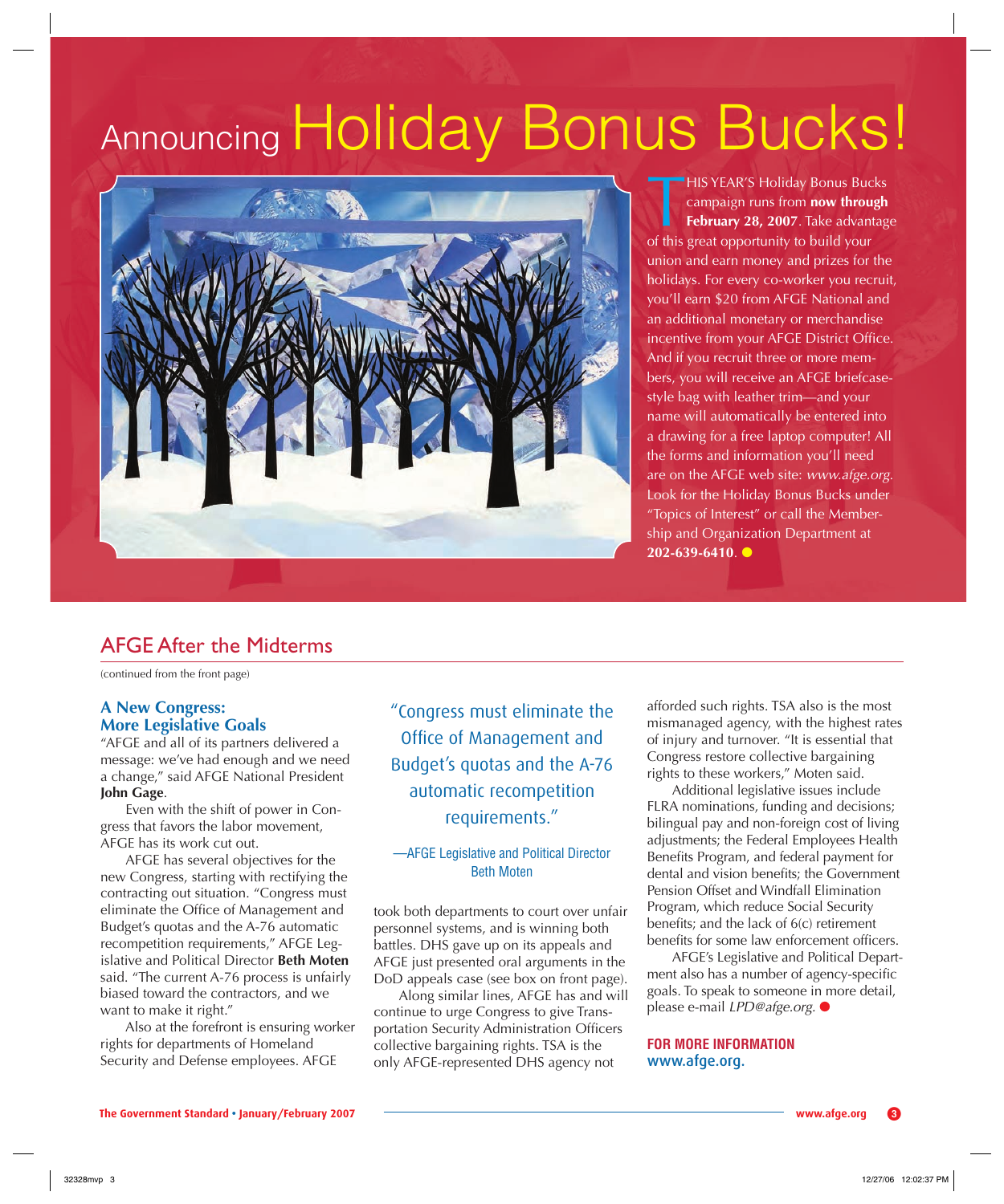# Announcing Holiday Bonus Bucks!

THIS YEAR'S Holiday Bonus Bucks campaign runs from **now through February 28, 2007**. Take advantage of this great opportunity to build your union and earn money and prizes for the holidays. For every co-worker you recruit, you'll earn $20 from AFGE National and an additional monetary or merchandise incentive from your AFGE District Office. And if you recruit three or more members, you will receive an AFGE briefcase-style bag with leather trim—and your name will automatically be entered into a drawing for a free laptop computer! All the forms and information you'll need are on the AFGE web site: *www.afge.org*. Look for the Holiday Bonus Bucks under "Topics of Interest" or call the Membership and Organization Department at **202-639-6410**.

## AFGE After the Midterms

(continued from the front page)

### A New Congress: More Legislative Goals

"AFGE and all of its partners delivered a message: we've had enough and we need a change," said AFGE National President **John Gage**.

Even with the shift of power in Congress that favors the labor movement, AFGE has its work cut out.

AFGE has several objectives for the new Congress, starting with rectifying the contracting out situation. "Congress must eliminate the Office of Management and Budget's quotas and the A-76 automatic recompetition requirements," AFGE Legislative and Political Director **Beth Moten** said. "The current A-76 process is unfairly biased toward the contractors, and we want to make it right."

Also at the forefront is ensuring worker rights for departments of Homeland Security and Defense employees. AFGE took both departments to court over unfair personnel systems, and is winning both battles. DHS gave up on its appeals and AFGE just presented oral arguments in the DoD appeals case (see box on front page).

> "Congress must eliminate the Office of Management and Budget's quotas and the A-76 automatic recompetition requirements."
>
> —AFGE Legislative and Political Director Beth Moten

Along similar lines, AFGE has and will continue to urge Congress to give Transportation Security Administration Officers collective bargaining rights. TSA is the only AFGE-represented DHS agency not afforded such rights. TSA also is the most mismanaged agency, with the highest rates of injury and turnover. "It is essential that Congress restore collective bargaining rights to these workers," Moten said.

Additional legislative issues include FLRA nominations, funding and decisions; bilingual pay and non-foreign cost of living adjustments; the Federal Employees Health Benefits Program, and federal payment for dental and vision benefits; the Government Pension Offset and Windfall Elimination Program, which reduce Social Security benefits; and the lack of 6(c) retirement benefits for some law enforcement officers.

AFGE's Legislative and Political Department also has a number of agency-specific goals. To speak to someone in more detail, please e-mail *LPD@afge.org*.

**FOR MORE INFORMATION**
**www.afge.org.**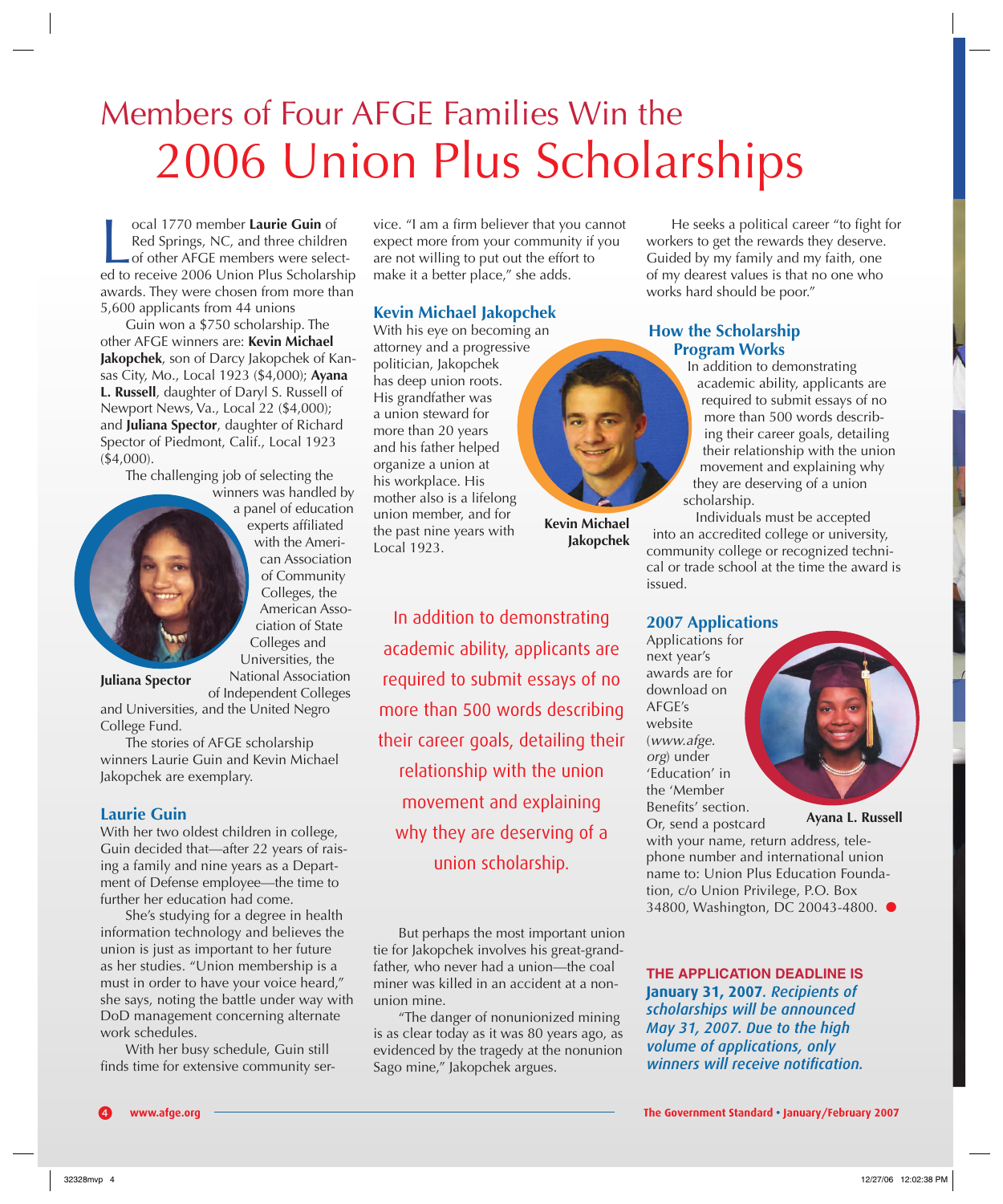# Members of Four AFGE Families Win the 2006 Union Plus Scholarships

Local 1770 member **Laurie Guin** of Red Springs, NC, and three children of other AFGE members were selected to receive 2006 Union Plus Scholarship awards. They were chosen from more than 5,600 applicants from 44 unions

Guin won a $750 scholarship. The other AFGE winners are: **Kevin Michael Jakopchek**, son of Darcy Jakopchek of Kansas City, Mo., Local 1923 ($4,000); **Ayana L. Russell**, daughter of Daryl S. Russell of Newport News, Va., Local 22 ($4,000); and **Juliana Spector**, daughter of Richard Spector of Piedmont, Calif., Local 1923 ($4,000).

The challenging job of selecting the winners was handled by a panel of education experts affiliated with the American Association of Community Colleges, the American Association of State Colleges and Universities, the National Association of Independent Colleges and Universities, and the United Negro College Fund.

**Juliana Spector**

The stories of AFGE scholarship winners Laurie Guin and Kevin Michael Jakopchek are exemplary.

### Laurie Guin

With her two oldest children in college, Guin decided that—after 22 years of raising a family and nine years as a Department of Defense employee—the time to further her education had come.

She's studying for a degree in health information technology and believes the union is just as important to her future as her studies. "Union membership is a must in order to have your voice heard," she says, noting the battle under way with DoD management concerning alternate work schedules.

With her busy schedule, Guin still finds time for extensive community service. "I am a firm believer that you cannot expect more from your community if you are not willing to put out the effort to make it a better place," she adds.

### Kevin Michael Jakopchek

With his eye on becoming an attorney and a progressive politician, Jakopchek has deep union roots. His grandfather was a union steward for more than 20 years and his father helped organize a union at his workplace. His mother also is a lifelong union member, and for the past nine years with Local 1923.

**Kevin Michael Jakopchek**

> In addition to demonstrating academic ability, applicants are required to submit essays of no more than 500 words describing their career goals, detailing their relationship with the union movement and explaining why they are deserving of a union scholarship.

But perhaps the most important union tie for Jakopchek involves his great-grandfather, who never had a union—the coal miner was killed in an accident at a nonunion mine.

"The danger of nonunionized mining is as clear today as it was 80 years ago, as evidenced by the tragedy at the nonunion Sago mine," Jakopchek argues.

He seeks a political career "to fight for workers to get the rewards they deserve. Guided by my family and my faith, one of my dearest values is that no one who works hard should be poor."

### How the Scholarship Program Works

In addition to demonstrating academic ability, applicants are required to submit essays of no more than 500 words describing their career goals, detailing their relationship with the union movement and explaining why they are deserving of a union scholarship.

Individuals must be accepted into an accredited college or university, community college or recognized technical or trade school at the time the award is issued.

### 2007 Applications

Applications for next year's awards are for download on AFGE's website (*www.afge.org*) under 'Education' in the 'Member Benefits' section. Or, send a postcard with your name, return address, telephone number and international union name to: Union Plus Education Foundation, c/o Union Privilege, P.O. Box 34800, Washington, DC 20043-4800.

**Ayana L. Russell**

**THE APPLICATION DEADLINE IS January 31, 2007.** *Recipients of scholarships will be announced May 31, 2007. Due to the high volume of applications, only winners will receive notification.*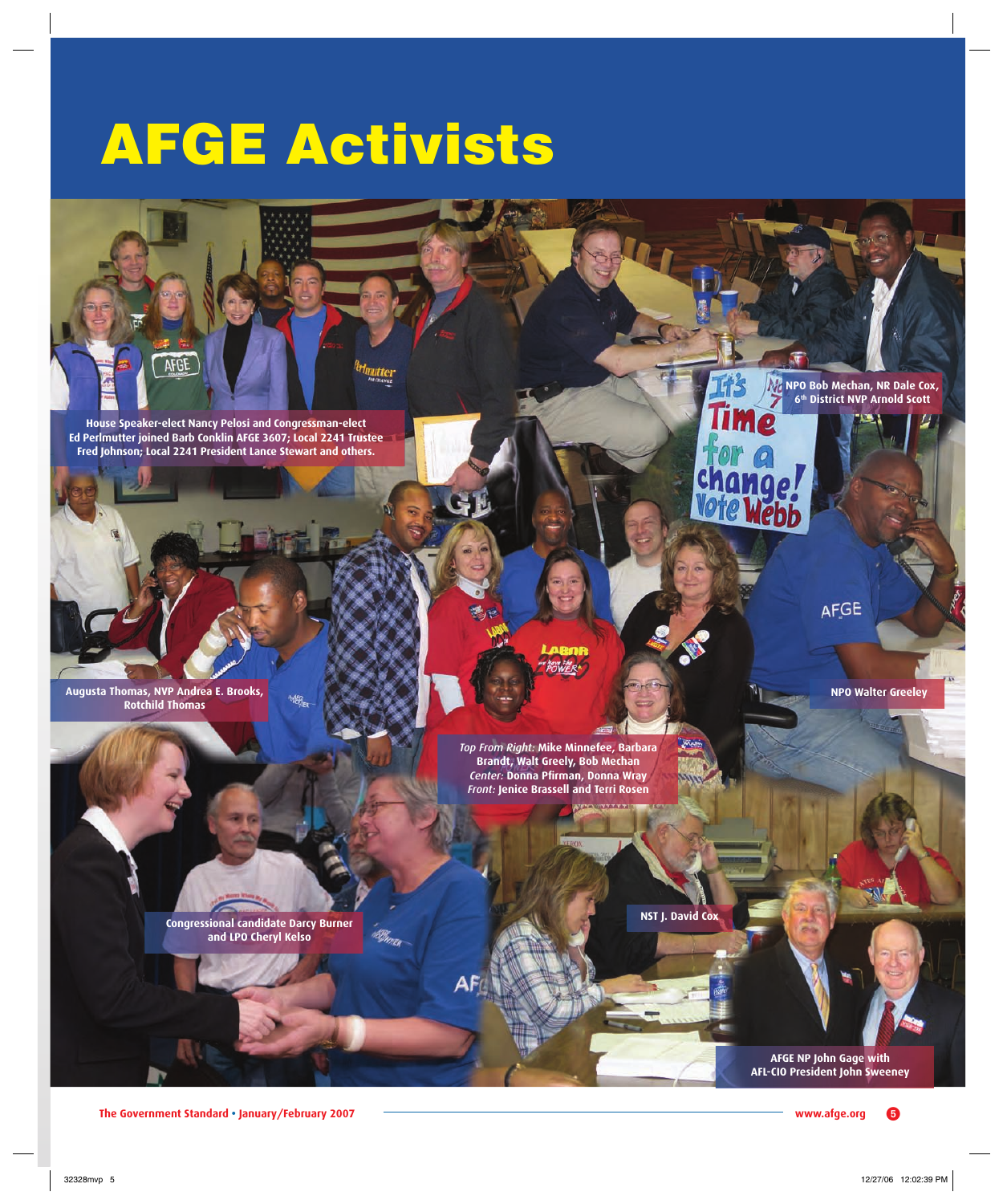# AFGE Activists

House Speaker-elect Nancy Pelosi and Congressman-elect Ed Perlmutter joined Barb Conklin AFGE 3607; Local 2241 Trustee Fred Johnson; Local 2241 President Lance Stewart and others.

NPO Bob Mechan, NR Dale Cox, 6th District NVP Arnold Scott

Augusta Thomas, NVP Andrea E. Brooks, Rotchild Thomas

NPO Walter Greeley

*Top From Right:* Mike Minnefee, Barbara Brandt, Walt Greely, Bob Mechan
*Center:* Donna Pfirman, Donna Wray
*Front:* Jenice Brassell and Terri Rosen

Congressional candidate Darcy Burner and LPO Cheryl Kelso

NST J. David Cox

AFGE NP John Gage with AFL-CIO President John Sweeney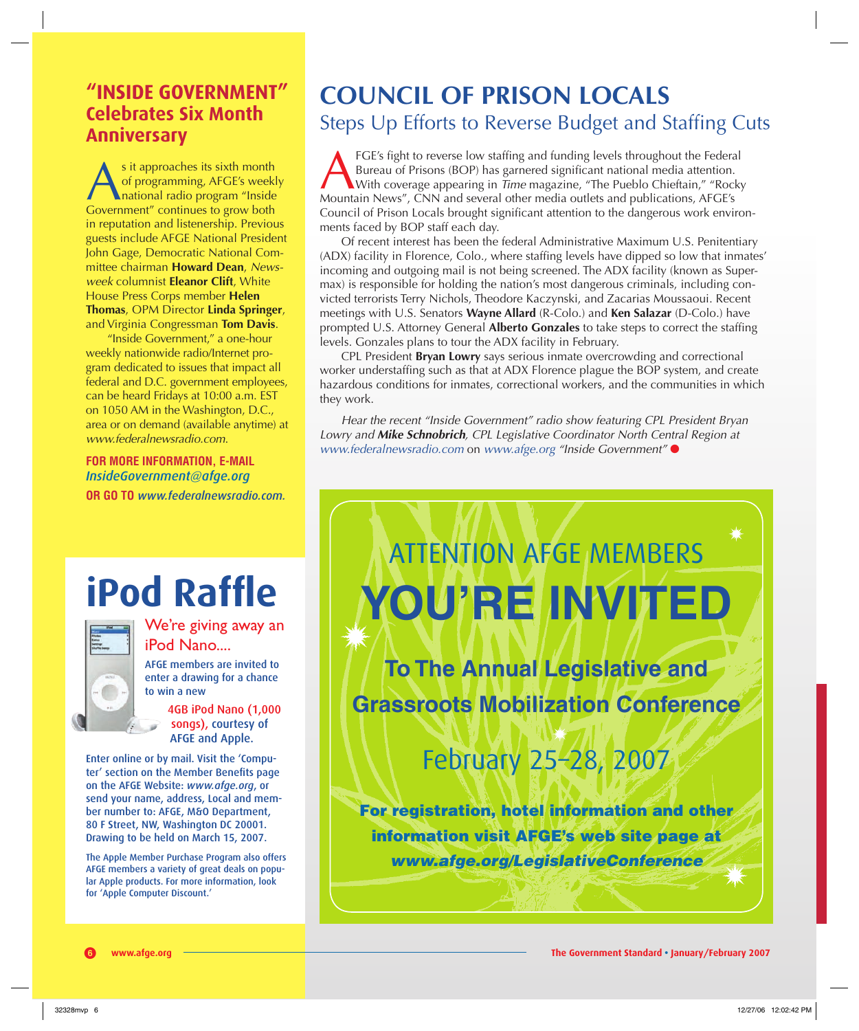## "INSIDE GOVERNMENT" Celebrates Six Month Anniversary

As it approaches its sixth month of programming, AFGE's weekly national radio program "Inside Government" continues to grow both in reputation and listenership. Previous guests include AFGE National President John Gage, Democratic National Committee chairman **Howard Dean**, *Newsweek* columnist **Eleanor Clift**, White House Press Corps member **Helen Thomas**, OPM Director **Linda Springer**, and Virginia Congressman **Tom Davis**.

"Inside Government," a one-hour weekly nationwide radio/Internet program dedicated to issues that impact all federal and D.C. government employees, can be heard Fridays at 10:00 a.m. EST on 1050 AM in the Washington, D.C., area or on demand (available anytime) at *www.federalnewsradio.com*.

**FOR MORE INFORMATION, E-MAIL** *InsideGovernment@afge.org*
**OR GO TO** *www.federalnewsradio.com.*

## COUNCIL OF PRISON LOCALS
### Steps Up Efforts to Reverse Budget and Staffing Cuts

AFGE's fight to reverse low staffing and funding levels throughout the Federal Bureau of Prisons (BOP) has garnered significant national media attention. With coverage appearing in *Time* magazine, "The Pueblo Chieftain," "Rocky Mountain News", CNN and several other media outlets and publications, AFGE's Council of Prison Locals brought significant attention to the dangerous work environments faced by BOP staff each day.

Of recent interest has been the federal Administrative Maximum U.S. Penitentiary (ADX) facility in Florence, Colo., where staffing levels have dipped so low that inmates' incoming and outgoing mail is not being screened. The ADX facility (known as Supermax) is responsible for holding the nation's most dangerous criminals, including convicted terrorists Terry Nichols, Theodore Kaczynski, and Zacarias Moussaoui. Recent meetings with U.S. Senators **Wayne Allard** (R-Colo.) and **Ken Salazar** (D-Colo.) have prompted U.S. Attorney General **Alberto Gonzales** to take steps to correct the staffing levels. Gonzales plans to tour the ADX facility in February.

CPL President **Bryan Lowry** says serious inmate overcrowding and correctional worker understaffing such as that at ADX Florence plague the BOP system, and create hazardous conditions for inmates, correctional workers, and the communities in which they work.

*Hear the recent "Inside Government" radio show featuring CPL President Bryan Lowry and* ***Mike Schnobrich****, CPL Legislative Coordinator North Central Region at* *www.federalnewsradio.com* on *www.afge.org* *"Inside Government"*

## iPod Raffle

We're giving away an iPod Nano....

AFGE members are invited to enter a drawing for a chance to win a new 4GB iPod Nano (1,000 songs), courtesy of AFGE and Apple.

Enter online or by mail. Visit the 'Computer' section on the Member Benefits page on the AFGE Website: *www.afge.org*, or send your name, address, Local and member number to: AFGE, M&O Department, 80 F Street, NW, Washington DC 20001. Drawing to be held on March 15, 2007.

The Apple Member Purchase Program also offers AFGE members a variety of great deals on popular Apple products. For more information, look for 'Apple Computer Discount.'

## ATTENTION AFGE MEMBERS
# YOU'RE INVITED

**To The Annual Legislative and Grassroots Mobilization Conference**

February 25–28, 2007

**For registration, hotel information and other information visit AFGE's web site page at** ***www.afge.org/LegislativeConference***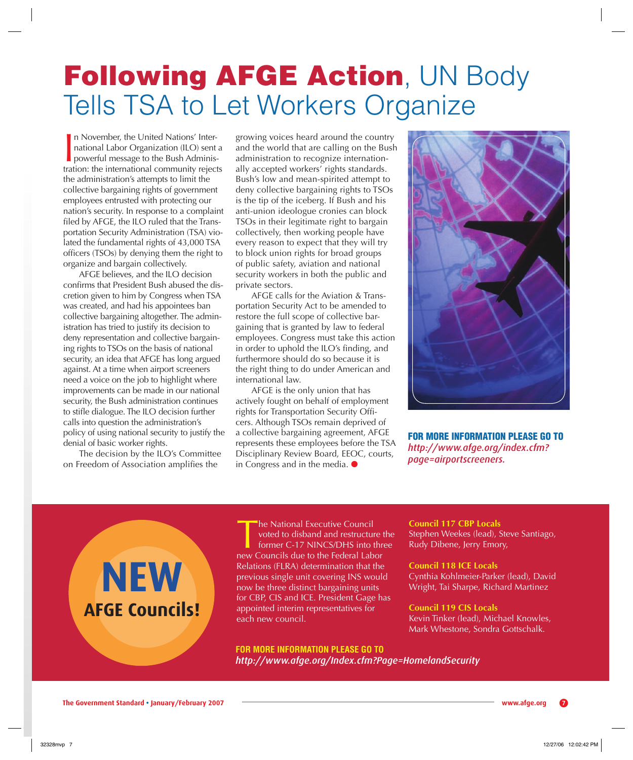# Following AFGE Action, UN Body Tells TSA to Let Workers Organize

In November, the United Nations' International Labor Organization (ILO) sent a powerful message to the Bush Administration: the international community rejects the administration's attempts to limit the collective bargaining rights of government employees entrusted with protecting our nation's security. In response to a complaint filed by AFGE, the ILO ruled that the Transportation Security Administration (TSA) violated the fundamental rights of 43,000 TSA officers (TSOs) by denying them the right to organize and bargain collectively.

AFGE believes, and the ILO decision confirms that President Bush abused the discretion given to him by Congress when TSA was created, and had his appointees ban collective bargaining altogether. The administration has tried to justify its decision to deny representation and collective bargaining rights to TSOs on the basis of national security, an idea that AFGE has long argued against. At a time when airport screeners need a voice on the job to highlight where improvements can be made in our national security, the Bush administration continues to stifle dialogue. The ILO decision further calls into question the administration's policy of using national security to justify the denial of basic worker rights.

The decision by the ILO's Committee on Freedom of Association amplifies the growing voices heard around the country and the world that are calling on the Bush administration to recognize internationally accepted workers' rights standards. Bush's low and mean-spirited attempt to deny collective bargaining rights to TSOs is the tip of the iceberg. If Bush and his anti-union ideologue cronies can block TSOs in their legitimate right to bargain collectively, then working people have every reason to expect that they will try to block union rights for broad groups of public safety, aviation and national security workers in both the public and private sectors.

AFGE calls for the Aviation & Transportation Security Act to be amended to restore the full scope of collective bargaining that is granted by law to federal employees. Congress must take this action in order to uphold the ILO's finding, and furthermore should do so because it is the right thing to do under American and international law.

AFGE is the only union that has actively fought on behalf of employment rights for Transportation Security Officers. Although TSOs remain deprived of a collective bargaining agreement, AFGE represents these employees before the TSA Disciplinary Review Board, EEOC, courts, in Congress and in the media. ●

**FOR MORE INFORMATION PLEASE GO TO** *http://www.afge.org/index.cfm?page=airportscreeners.*

## NEW AFGE Councils!

The National Executive Council voted to disband and restructure the former C-17 NINCS/DHS into three new Councils due to the Federal Labor Relations (FLRA) determination that the previous single unit covering INS would now be three distinct bargaining units for CBP, CIS and ICE. President Gage has appointed interim representatives for each new council.

**Council 117 CBP Locals**
Stephen Weekes (lead), Steve Santiago, Rudy Dibene, Jerry Emory,

**Council 118 ICE Locals**
Cynthia Kohlmeier-Parker (lead), David Wright, Tai Sharpe, Richard Martinez

**Council 119 CIS Locals**
Kevin Tinker (lead), Michael Knowles, Mark Whestone, Sondra Gottschalk.

**FOR MORE INFORMATION PLEASE GO TO** *http://www.afge.org/Index.cfm?Page=HomelandSecurity*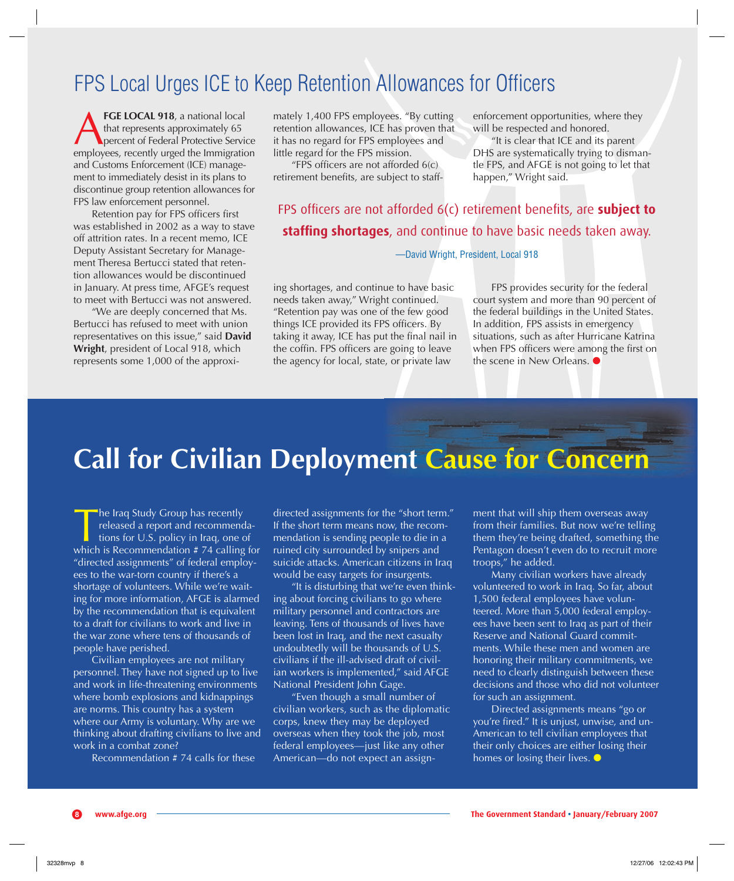# FPS Local Urges ICE to Keep Retention Allowances for Officers

**AFGE LOCAL 918**, a national local that represents approximately 65 percent of Federal Protective Service employees, recently urged the Immigration and Customs Enforcement (ICE) management to immediately desist in its plans to discontinue group retention allowances for FPS law enforcement personnel.

Retention pay for FPS officers first was established in 2002 as a way to stave off attrition rates. In a recent memo, ICE Deputy Assistant Secretary for Management Theresa Bertucci stated that retention allowances would be discontinued in January. At press time, AFGE's request to meet with Bertucci was not answered.

"We are deeply concerned that Ms. Bertucci has refused to meet with union representatives on this issue," said **David Wright**, president of Local 918, which represents some 1,000 of the approximately 1,400 FPS employees. "By cutting retention allowances, ICE has proven that it has no regard for FPS employees and little regard for the FPS mission.

"FPS officers are not afforded 6(c) retirement benefits, are subject to staffing shortages, and continue to have basic needs taken away," Wright continued. "Retention pay was one of the few good things ICE provided its FPS officers. By taking it away, ICE has put the final nail in the coffin. FPS officers are going to leave the agency for local, state, or private law enforcement opportunities, where they will be respected and honored.

"It is clear that ICE and its parent DHS are systematically trying to dismantle FPS, and AFGE is not going to let that happen," Wright said.

> FPS officers are not afforded 6(c) retirement benefits, are **subject to staffing shortages**, and continue to have basic needs taken away.
>
> —David Wright, President, Local 918

FPS provides security for the federal court system and more than 90 percent of the federal buildings in the United States. In addition, FPS assists in emergency situations, such as after Hurricane Katrina when FPS officers were among the first on the scene in New Orleans.

# Call for Civilian Deployment Cause for Concern

The Iraq Study Group has recently released a report and recommendations for U.S. policy in Iraq, one of which is Recommendation # 74 calling for "directed assignments" of federal employees to the war-torn country if there's a shortage of volunteers. While we're waiting for more information, AFGE is alarmed by the recommendation that is equivalent to a draft for civilians to work and live in the war zone where tens of thousands of people have perished.

Civilian employees are not military personnel. They have not signed up to live and work in life-threatening environments where bomb explosions and kidnappings are norms. This country has a system where our Army is voluntary. Why are we thinking about drafting civilians to live and work in a combat zone?

Recommendation # 74 calls for these directed assignments for the "short term." If the short term means now, the recommendation is sending people to die in a ruined city surrounded by snipers and suicide attacks. American citizens in Iraq would be easy targets for insurgents.

"It is disturbing that we're even thinking about forcing civilians to go where military personnel and contractors are leaving. Tens of thousands of lives have been lost in Iraq, and the next casualty undoubtedly will be thousands of U.S. civilians if the ill-advised draft of civilian workers is implemented," said AFGE National President John Gage.

"Even though a small number of civilian workers, such as the diplomatic corps, knew they may be deployed overseas when they took the job, most federal employees—just like any other American—do not expect an assignment that will ship them overseas away from their families. But now we're telling them they're being drafted, something the Pentagon doesn't even do to recruit more troops," he added.

Many civilian workers have already volunteered to work in Iraq. So far, about 1,500 federal employees have volunteered. More than 5,000 federal employees have been sent to Iraq as part of their Reserve and National Guard commitments. While these men and women are honoring their military commitments, we need to clearly distinguish between these decisions and those who did not volunteer for such an assignment.

Directed assignments means "go or you're fired." It is unjust, unwise, and un-American to tell civilian employees that their only choices are either losing their homes or losing their lives.